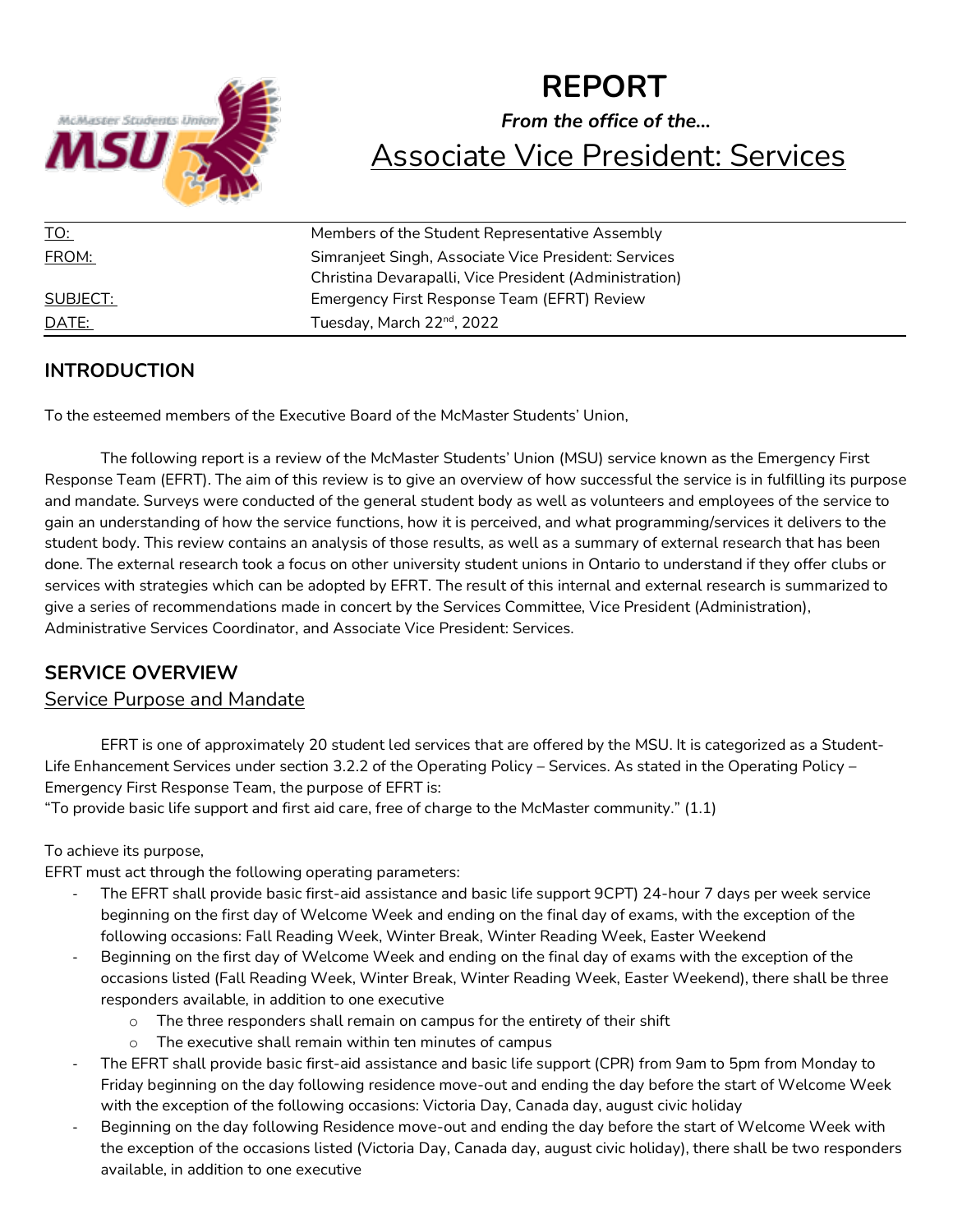# REPORT

***From the office of the…***

## Associate Vice President: Services

| | |
|---|---|
| TO: | Members of the Student Representative Assembly |
| FROM: | Simranjeet Singh, Associate Vice President: Services<br>Christina Devarapalli, Vice President (Administration) |
| SUBJECT: | Emergency First Response Team (EFRT) Review |
| DATE: | Tuesday, March 22nd, 2022 |

## INTRODUCTION

To the esteemed members of the Executive Board of the McMaster Students' Union,

The following report is a review of the McMaster Students' Union (MSU) service known as the Emergency First Response Team (EFRT). The aim of this review is to give an overview of how successful the service is in fulfilling its purpose and mandate. Surveys were conducted of the general student body as well as volunteers and employees of the service to gain an understanding of how the service functions, how it is perceived, and what programming/services it delivers to the student body. This review contains an analysis of those results, as well as a summary of external research that has been done. The external research took a focus on other university student unions in Ontario to understand if they offer clubs or services with strategies which can be adopted by EFRT. The result of this internal and external research is summarized to give a series of recommendations made in concert by the Services Committee, Vice President (Administration), Administrative Services Coordinator, and Associate Vice President: Services.

## SERVICE OVERVIEW

### Service Purpose and Mandate

EFRT is one of approximately 20 student led services that are offered by the MSU. It is categorized as a Student-Life Enhancement Services under section 3.2.2 of the Operating Policy – Services. As stated in the Operating Policy – Emergency First Response Team, the purpose of EFRT is:
"To provide basic life support and first aid care, free of charge to the McMaster community." (1.1)

To achieve its purpose,
EFRT must act through the following operating parameters:

- The EFRT shall provide basic first-aid assistance and basic life support 9CPT) 24-hour 7 days per week service beginning on the first day of Welcome Week and ending on the final day of exams, with the exception of the following occasions: Fall Reading Week, Winter Break, Winter Reading Week, Easter Weekend
- Beginning on the first day of Welcome Week and ending on the final day of exams with the exception of the occasions listed (Fall Reading Week, Winter Break, Winter Reading Week, Easter Weekend), there shall be three responders available, in addition to one executive
  - The three responders shall remain on campus for the entirety of their shift
  - The executive shall remain within ten minutes of campus
- The EFRT shall provide basic first-aid assistance and basic life support (CPR) from 9am to 5pm from Monday to Friday beginning on the day following residence move-out and ending the day before the start of Welcome Week with the exception of the following occasions: Victoria Day, Canada day, august civic holiday
- Beginning on the day following Residence move-out and ending the day before the start of Welcome Week with the exception of the occasions listed (Victoria Day, Canada day, august civic holiday), there shall be two responders available, in addition to one executive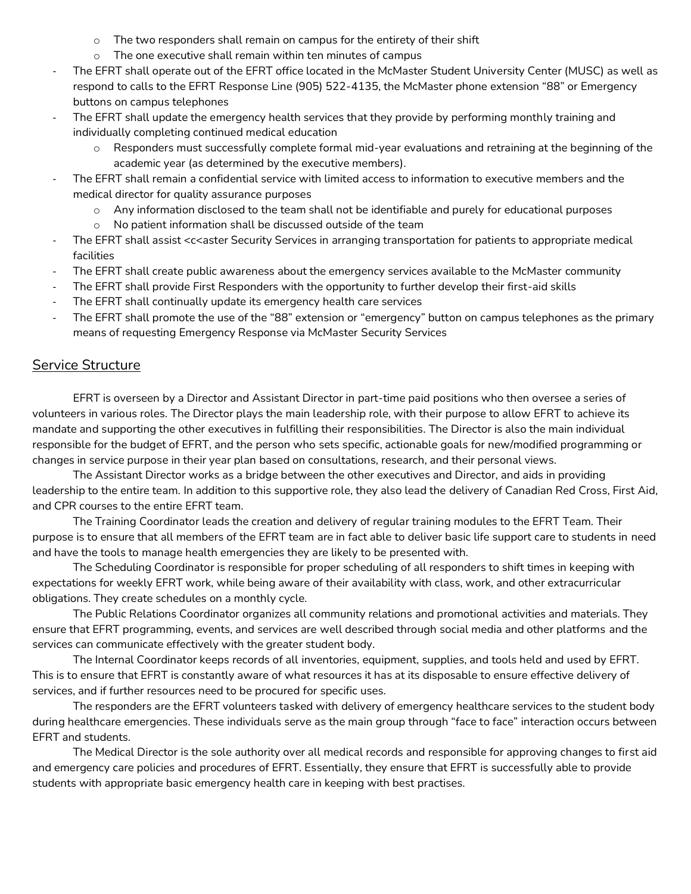- The two responders shall remain on campus for the entirety of their shift
    - The one executive shall remain within ten minutes of campus
- The EFRT shall operate out of the EFRT office located in the McMaster Student University Center (MUSC) as well as respond to calls to the EFRT Response Line (905) 522-4135, the McMaster phone extension "88" or Emergency buttons on campus telephones
- The EFRT shall update the emergency health services that they provide by performing monthly training and individually completing continued medical education
    - Responders must successfully complete formal mid-year evaluations and retraining at the beginning of the academic year (as determined by the executive members).
- The EFRT shall remain a confidential service with limited access to information to executive members and the medical director for quality assurance purposes
    - Any information disclosed to the team shall not be identifiable and purely for educational purposes
    - No patient information shall be discussed outside of the team
- The EFRT shall assist <c<aster Security Services in arranging transportation for patients to appropriate medical facilities
- The EFRT shall create public awareness about the emergency services available to the McMaster community
- The EFRT shall provide First Responders with the opportunity to further develop their first-aid skills
- The EFRT shall continually update its emergency health care services
- The EFRT shall promote the use of the "88" extension or "emergency" button on campus telephones as the primary means of requesting Emergency Response via McMaster Security Services

## Service Structure

EFRT is overseen by a Director and Assistant Director in part-time paid positions who then oversee a series of volunteers in various roles. The Director plays the main leadership role, with their purpose to allow EFRT to achieve its mandate and supporting the other executives in fulfilling their responsibilities. The Director is also the main individual responsible for the budget of EFRT, and the person who sets specific, actionable goals for new/modified programming or changes in service purpose in their year plan based on consultations, research, and their personal views.

The Assistant Director works as a bridge between the other executives and Director, and aids in providing leadership to the entire team. In addition to this supportive role, they also lead the delivery of Canadian Red Cross, First Aid, and CPR courses to the entire EFRT team.

The Training Coordinator leads the creation and delivery of regular training modules to the EFRT Team. Their purpose is to ensure that all members of the EFRT team are in fact able to deliver basic life support care to students in need and have the tools to manage health emergencies they are likely to be presented with.

The Scheduling Coordinator is responsible for proper scheduling of all responders to shift times in keeping with expectations for weekly EFRT work, while being aware of their availability with class, work, and other extracurricular obligations. They create schedules on a monthly cycle.

The Public Relations Coordinator organizes all community relations and promotional activities and materials. They ensure that EFRT programming, events, and services are well described through social media and other platforms and the services can communicate effectively with the greater student body.

The Internal Coordinator keeps records of all inventories, equipment, supplies, and tools held and used by EFRT. This is to ensure that EFRT is constantly aware of what resources it has at its disposable to ensure effective delivery of services, and if further resources need to be procured for specific uses.

The responders are the EFRT volunteers tasked with delivery of emergency healthcare services to the student body during healthcare emergencies. These individuals serve as the main group through "face to face" interaction occurs between EFRT and students.

The Medical Director is the sole authority over all medical records and responsible for approving changes to first aid and emergency care policies and procedures of EFRT. Essentially, they ensure that EFRT is successfully able to provide students with appropriate basic emergency health care in keeping with best practises.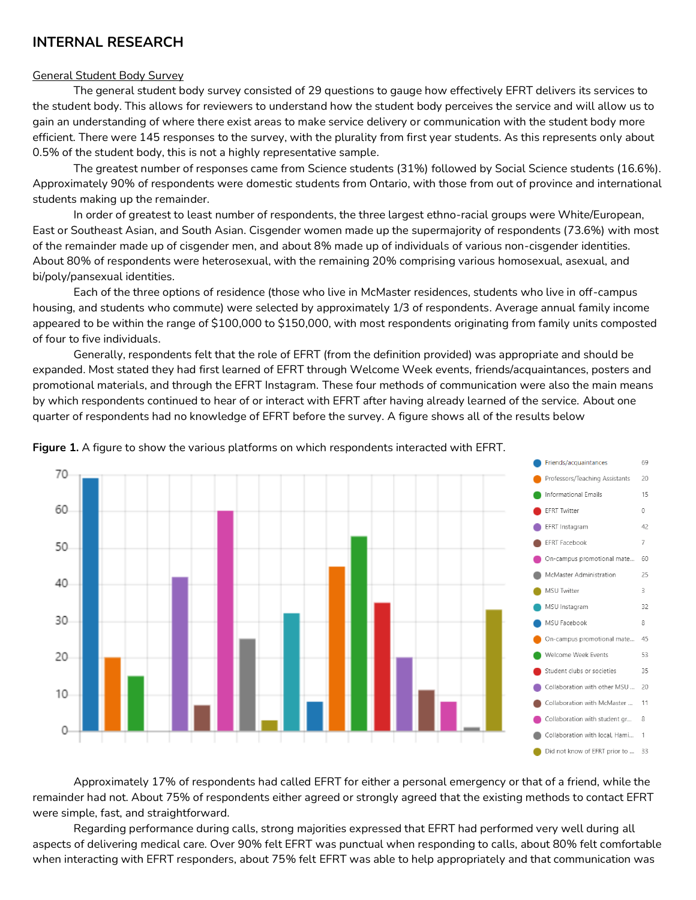## INTERNAL RESEARCH

General Student Body Survey

The general student body survey consisted of 29 questions to gauge how effectively EFRT delivers its services to the student body. This allows for reviewers to understand how the student body perceives the service and will allow us to gain an understanding of where there exist areas to make service delivery or communication with the student body more efficient. There were 145 responses to the survey, with the plurality from first year students. As this represents only about 0.5% of the student body, this is not a highly representative sample.

The greatest number of responses came from Science students (31%) followed by Social Science students (16.6%). Approximately 90% of respondents were domestic students from Ontario, with those from out of province and international students making up the remainder.

In order of greatest to least number of respondents, the three largest ethno-racial groups were White/European, East or Southeast Asian, and South Asian. Cisgender women made up the supermajority of respondents (73.6%) with most of the remainder made up of cisgender men, and about 8% made up of individuals of various non-cisgender identities. About 80% of respondents were heterosexual, with the remaining 20% comprising various homosexual, asexual, and bi/poly/pansexual identities.

Each of the three options of residence (those who live in McMaster residences, students who live in off-campus housing, and students who commute) were selected by approximately 1/3 of respondents. Average annual family income appeared to be within the range of $100,000 to $150,000, with most respondents originating from family units composted of four to five individuals.

Generally, respondents felt that the role of EFRT (from the definition provided) was appropriate and should be expanded. Most stated they had first learned of EFRT through Welcome Week events, friends/acquaintances, posters and promotional materials, and through the EFRT Instagram. These four methods of communication were also the main means by which respondents continued to hear of or interact with EFRT after having already learned of the service. About one quarter of respondents had no knowledge of EFRT before the survey. A figure shows all of the results below

**Figure 1.** A figure to show the various platforms on which respondents interacted with EFRT.

| Platform | Responses |
|---|---|
| Friends/acquaintances | 69 |
| Professors/Teaching Assistants | 20 |
| Informational Emails | 15 |
| EFRT Twitter | 0 |
| EFRT Instagram | 42 |
| EFRT Facebook | 7 |
| On-campus promotional mate... | 60 |
| McMaster Administration | 25 |
| MSU Twitter | 3 |
| MSU Instagram | 32 |
| MSU Facebook | 8 |
| On-campus promotional mate... | 45 |
| Welcome Week Events | 53 |
| Student clubs or societies | 35 |
| Collaboration with other MSU ... | 20 |
| Collaboration with McMaster ... | 11 |
| Collaboration with student gr... | 8 |
| Collaboration with local, Hami... | 1 |
| Did not know of EFRT prior to ... | 33 |

Approximately 17% of respondents had called EFRT for either a personal emergency or that of a friend, while the remainder had not. About 75% of respondents either agreed or strongly agreed that the existing methods to contact EFRT were simple, fast, and straightforward.

Regarding performance during calls, strong majorities expressed that EFRT had performed very well during all aspects of delivering medical care. Over 90% felt EFRT was punctual when responding to calls, about 80% felt comfortable when interacting with EFRT responders, about 75% felt EFRT was able to help appropriately and that communication was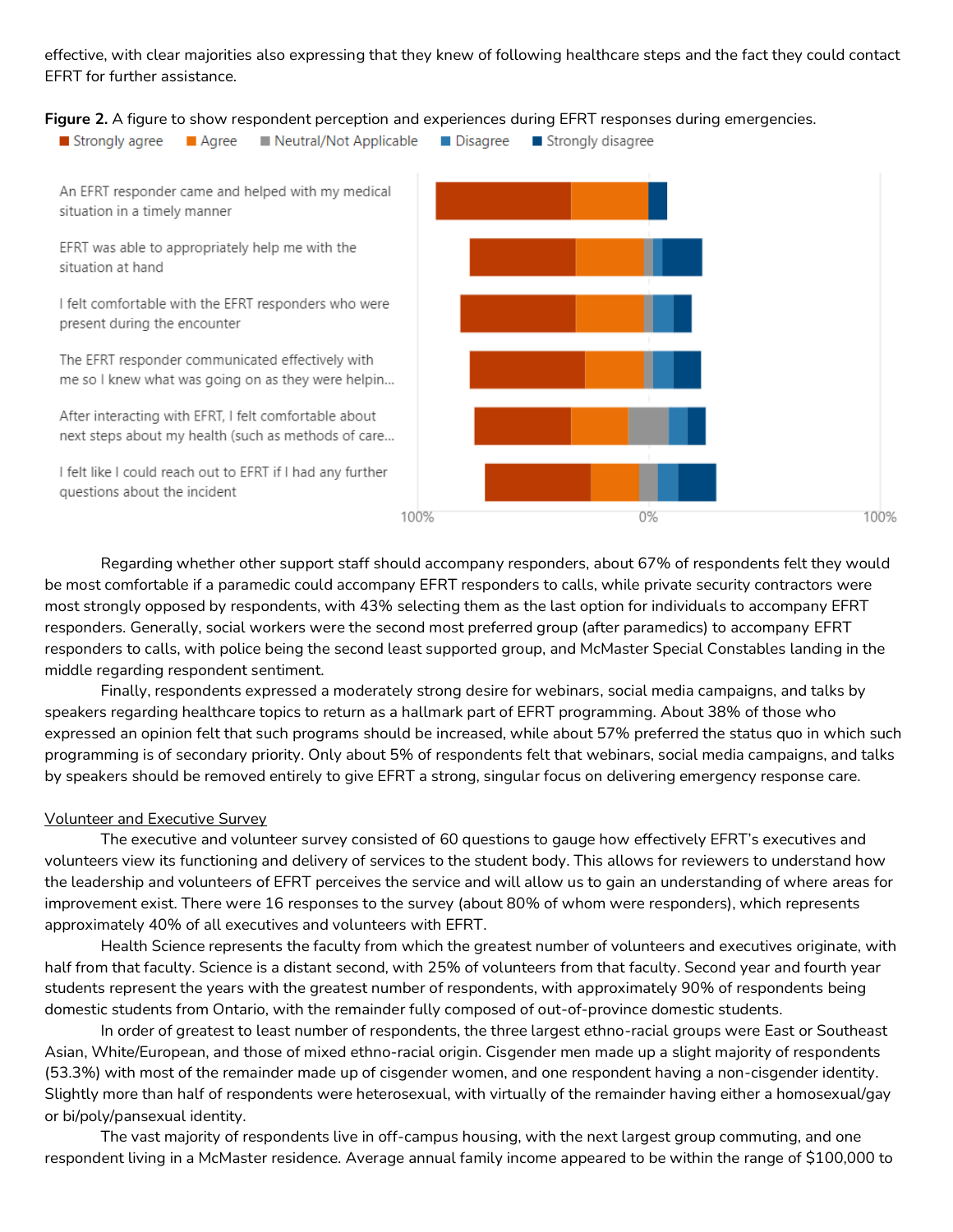effective, with clear majorities also expressing that they knew of following healthcare steps and the fact they could contact EFRT for further assistance.

**Figure 2.** A figure to show respondent perception and experiences during EFRT responses during emergencies.

Regarding whether other support staff should accompany responders, about 67% of respondents felt they would be most comfortable if a paramedic could accompany EFRT responders to calls, while private security contractors were most strongly opposed by respondents, with 43% selecting them as the last option for individuals to accompany EFRT responders. Generally, social workers were the second most preferred group (after paramedics) to accompany EFRT responders to calls, with police being the second least supported group, and McMaster Special Constables landing in the middle regarding respondent sentiment.

Finally, respondents expressed a moderately strong desire for webinars, social media campaigns, and talks by speakers regarding healthcare topics to return as a hallmark part of EFRT programming. About 38% of those who expressed an opinion felt that such programs should be increased, while about 57% preferred the status quo in which such programming is of secondary priority. Only about 5% of respondents felt that webinars, social media campaigns, and talks by speakers should be removed entirely to give EFRT a strong, singular focus on delivering emergency response care.

<u>Volunteer and Executive Survey</u>

The executive and volunteer survey consisted of 60 questions to gauge how effectively EFRT's executives and volunteers view its functioning and delivery of services to the student body. This allows for reviewers to understand how the leadership and volunteers of EFRT perceives the service and will allow us to gain an understanding of where areas for improvement exist. There were 16 responses to the survey (about 80% of whom were responders), which represents approximately 40% of all executives and volunteers with EFRT.

Health Science represents the faculty from which the greatest number of volunteers and executives originate, with half from that faculty. Science is a distant second, with 25% of volunteers from that faculty. Second year and fourth year students represent the years with the greatest number of respondents, with approximately 90% of respondents being domestic students from Ontario, with the remainder fully composed of out-of-province domestic students.

In order of greatest to least number of respondents, the three largest ethno-racial groups were East or Southeast Asian, White/European, and those of mixed ethno-racial origin. Cisgender men made up a slight majority of respondents (53.3%) with most of the remainder made up of cisgender women, and one respondent having a non-cisgender identity. Slightly more than half of respondents were heterosexual, with virtually of the remainder having either a homosexual/gay or bi/poly/pansexual identity.

The vast majority of respondents live in off-campus housing, with the next largest group commuting, and one respondent living in a McMaster residence. Average annual family income appeared to be within the range of $100,000 to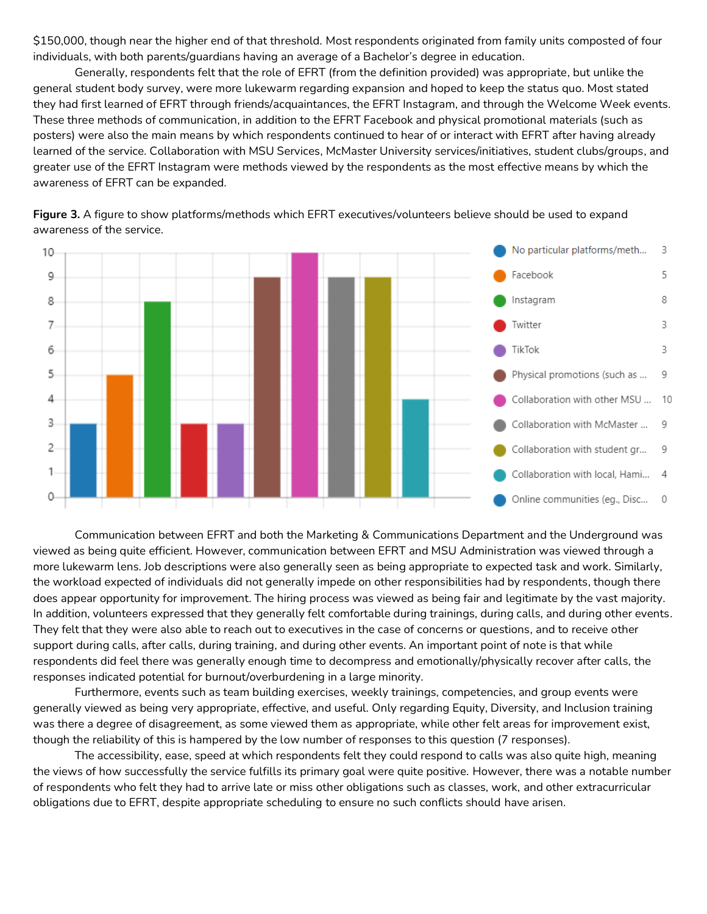$150,000, though near the higher end of that threshold. Most respondents originated from family units composted of four individuals, with both parents/guardians having an average of a Bachelor's degree in education.

Generally, respondents felt that the role of EFRT (from the definition provided) was appropriate, but unlike the general student body survey, were more lukewarm regarding expansion and hoped to keep the status quo. Most stated they had first learned of EFRT through friends/acquaintances, the EFRT Instagram, and through the Welcome Week events. These three methods of communication, in addition to the EFRT Facebook and physical promotional materials (such as posters) were also the main means by which respondents continued to hear of or interact with EFRT after having already learned of the service. Collaboration with MSU Services, McMaster University services/initiatives, student clubs/groups, and greater use of the EFRT Instagram were methods viewed by the respondents as the most effective means by which the awareness of EFRT can be expanded.

**Figure 3.** A figure to show platforms/methods which EFRT executives/volunteers believe should be used to expand awareness of the service.

| Platform/method | Responses |
| --- | --- |
| No particular platforms/meth... | 3 |
| Facebook | 5 |
| Instagram | 8 |
| Twitter | 3 |
| TikTok | 3 |
| Physical promotions (such as ... | 9 |
| Collaboration with other MSU ... | 10 |
| Collaboration with McMaster ... | 9 |
| Collaboration with student gr... | 9 |
| Collaboration with local, Hami... | 4 |
| Online communities (eg., Disc... | 0 |

Communication between EFRT and both the Marketing & Communications Department and the Underground was viewed as being quite efficient. However, communication between EFRT and MSU Administration was viewed through a more lukewarm lens. Job descriptions were also generally seen as being appropriate to expected task and work. Similarly, the workload expected of individuals did not generally impede on other responsibilities had by respondents, though there does appear opportunity for improvement. The hiring process was viewed as being fair and legitimate by the vast majority. In addition, volunteers expressed that they generally felt comfortable during trainings, during calls, and during other events. They felt that they were also able to reach out to executives in the case of concerns or questions, and to receive other support during calls, after calls, during training, and during other events. An important point of note is that while respondents did feel there was generally enough time to decompress and emotionally/physically recover after calls, the responses indicated potential for burnout/overburdening in a large minority.

Furthermore, events such as team building exercises, weekly trainings, competencies, and group events were generally viewed as being very appropriate, effective, and useful. Only regarding Equity, Diversity, and Inclusion training was there a degree of disagreement, as some viewed them as appropriate, while other felt areas for improvement exist, though the reliability of this is hampered by the low number of responses to this question (7 responses).

The accessibility, ease, speed at which respondents felt they could respond to calls was also quite high, meaning the views of how successfully the service fulfills its primary goal were quite positive. However, there was a notable number of respondents who felt they had to arrive late or miss other obligations such as classes, work, and other extracurricular obligations due to EFRT, despite appropriate scheduling to ensure no such conflicts should have arisen.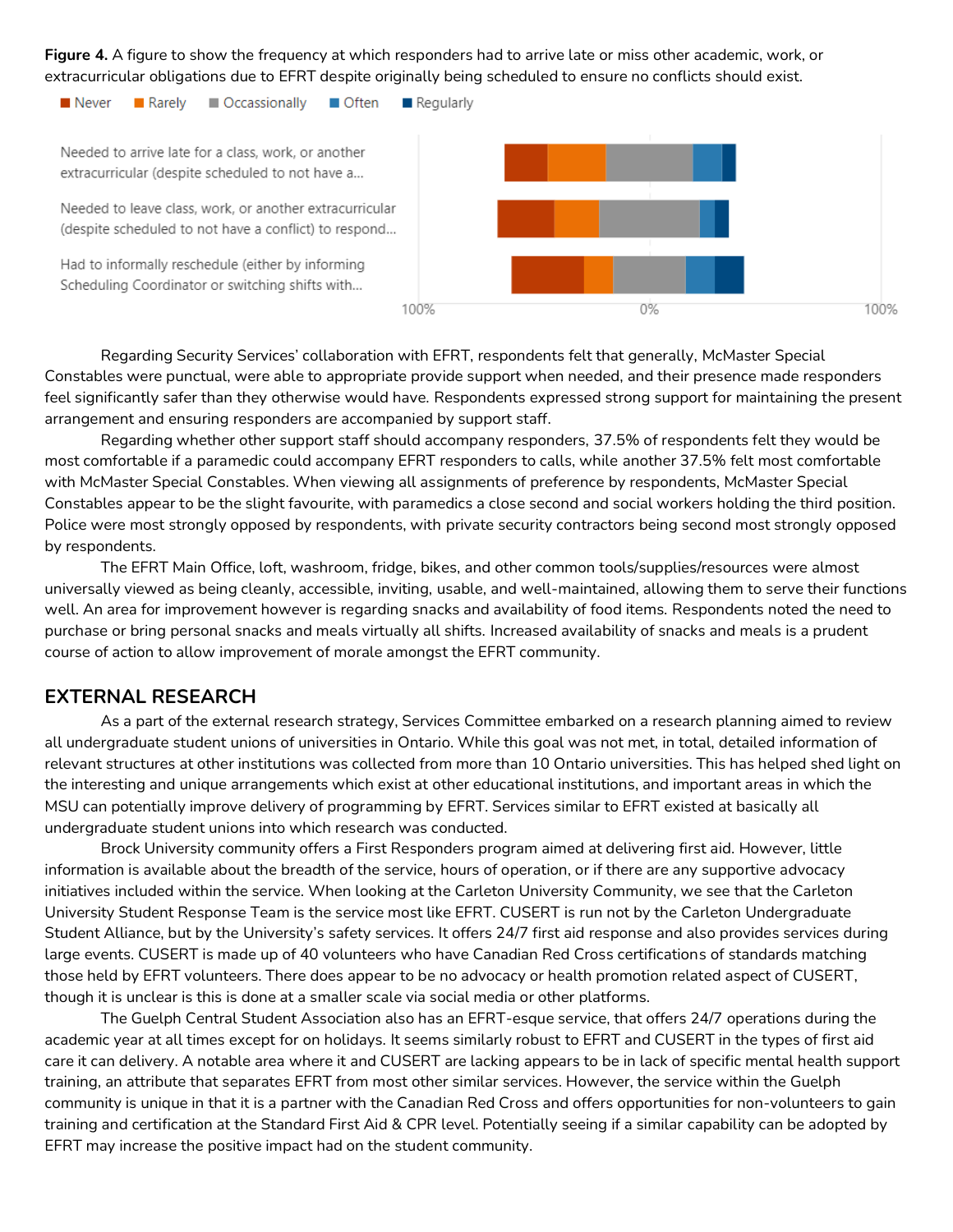**Figure 4.** A figure to show the frequency at which responders had to arrive late or miss other academic, work, or extracurricular obligations due to EFRT despite originally being scheduled to ensure no conflicts should exist.

Regarding Security Services' collaboration with EFRT, respondents felt that generally, McMaster Special Constables were punctual, were able to appropriate provide support when needed, and their presence made responders feel significantly safer than they otherwise would have. Respondents expressed strong support for maintaining the present arrangement and ensuring responders are accompanied by support staff.

Regarding whether other support staff should accompany responders, 37.5% of respondents felt they would be most comfortable if a paramedic could accompany EFRT responders to calls, while another 37.5% felt most comfortable with McMaster Special Constables. When viewing all assignments of preference by respondents, McMaster Special Constables appear to be the slight favourite, with paramedics a close second and social workers holding the third position. Police were most strongly opposed by respondents, with private security contractors being second most strongly opposed by respondents.

The EFRT Main Office, loft, washroom, fridge, bikes, and other common tools/supplies/resources were almost universally viewed as being cleanly, accessible, inviting, usable, and well-maintained, allowing them to serve their functions well. An area for improvement however is regarding snacks and availability of food items. Respondents noted the need to purchase or bring personal snacks and meals virtually all shifts. Increased availability of snacks and meals is a prudent course of action to allow improvement of morale amongst the EFRT community.

## EXTERNAL RESEARCH

As a part of the external research strategy, Services Committee embarked on a research planning aimed to review all undergraduate student unions of universities in Ontario. While this goal was not met, in total, detailed information of relevant structures at other institutions was collected from more than 10 Ontario universities. This has helped shed light on the interesting and unique arrangements which exist at other educational institutions, and important areas in which the MSU can potentially improve delivery of programming by EFRT. Services similar to EFRT existed at basically all undergraduate student unions into which research was conducted.

Brock University community offers a First Responders program aimed at delivering first aid. However, little information is available about the breadth of the service, hours of operation, or if there are any supportive advocacy initiatives included within the service. When looking at the Carleton University Community, we see that the Carleton University Student Response Team is the service most like EFRT. CUSERT is run not by the Carleton Undergraduate Student Alliance, but by the University's safety services. It offers 24/7 first aid response and also provides services during large events. CUSERT is made up of 40 volunteers who have Canadian Red Cross certifications of standards matching those held by EFRT volunteers. There does appear to be no advocacy or health promotion related aspect of CUSERT, though it is unclear is this is done at a smaller scale via social media or other platforms.

The Guelph Central Student Association also has an EFRT-esque service, that offers 24/7 operations during the academic year at all times except for on holidays. It seems similarly robust to EFRT and CUSERT in the types of first aid care it can delivery. A notable area where it and CUSERT are lacking appears to be in lack of specific mental health support training, an attribute that separates EFRT from most other similar services. However, the service within the Guelph community is unique in that it is a partner with the Canadian Red Cross and offers opportunities for non-volunteers to gain training and certification at the Standard First Aid & CPR level. Potentially seeing if a similar capability can be adopted by EFRT may increase the positive impact had on the student community.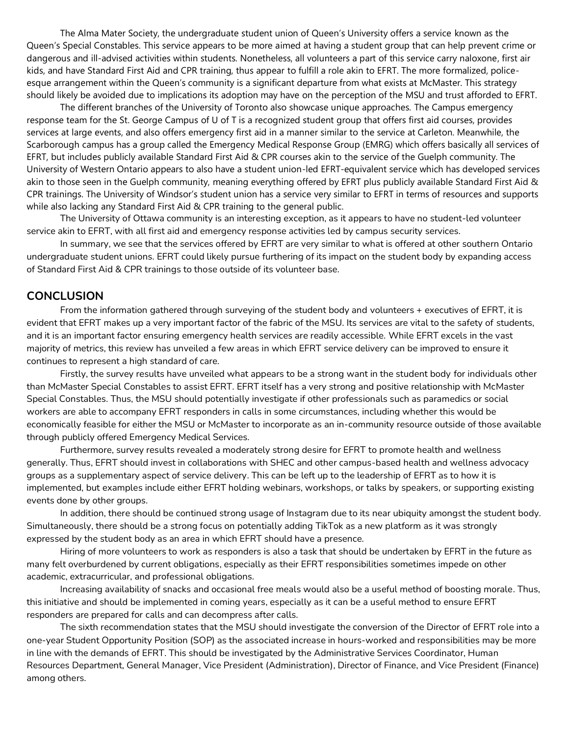The Alma Mater Society, the undergraduate student union of Queen's University offers a service known as the Queen's Special Constables. This service appears to be more aimed at having a student group that can help prevent crime or dangerous and ill-advised activities within students. Nonetheless, all volunteers a part of this service carry naloxone, first air kids, and have Standard First Aid and CPR training, thus appear to fulfill a role akin to EFRT. The more formalized, police-esque arrangement within the Queen's community is a significant departure from what exists at McMaster. This strategy should likely be avoided due to implications its adoption may have on the perception of the MSU and trust afforded to EFRT.

The different branches of the University of Toronto also showcase unique approaches. The Campus emergency response team for the St. George Campus of U of T is a recognized student group that offers first aid courses, provides services at large events, and also offers emergency first aid in a manner similar to the service at Carleton. Meanwhile, the Scarborough campus has a group called the Emergency Medical Response Group (EMRG) which offers basically all services of EFRT, but includes publicly available Standard First Aid & CPR courses akin to the service of the Guelph community. The University of Western Ontario appears to also have a student union-led EFRT-equivalent service which has developed services akin to those seen in the Guelph community, meaning everything offered by EFRT plus publicly available Standard First Aid & CPR trainings. The University of Windsor's student union has a service very similar to EFRT in terms of resources and supports while also lacking any Standard First Aid & CPR training to the general public.

The University of Ottawa community is an interesting exception, as it appears to have no student-led volunteer service akin to EFRT, with all first aid and emergency response activities led by campus security services.

In summary, we see that the services offered by EFRT are very similar to what is offered at other southern Ontario undergraduate student unions. EFRT could likely pursue furthering of its impact on the student body by expanding access of Standard First Aid & CPR trainings to those outside of its volunteer base.

## CONCLUSION

From the information gathered through surveying of the student body and volunteers + executives of EFRT, it is evident that EFRT makes up a very important factor of the fabric of the MSU. Its services are vital to the safety of students, and it is an important factor ensuring emergency health services are readily accessible. While EFRT excels in the vast majority of metrics, this review has unveiled a few areas in which EFRT service delivery can be improved to ensure it continues to represent a high standard of care.

Firstly, the survey results have unveiled what appears to be a strong want in the student body for individuals other than McMaster Special Constables to assist EFRT. EFRT itself has a very strong and positive relationship with McMaster Special Constables. Thus, the MSU should potentially investigate if other professionals such as paramedics or social workers are able to accompany EFRT responders in calls in some circumstances, including whether this would be economically feasible for either the MSU or McMaster to incorporate as an in-community resource outside of those available through publicly offered Emergency Medical Services.

Furthermore, survey results revealed a moderately strong desire for EFRT to promote health and wellness generally. Thus, EFRT should invest in collaborations with SHEC and other campus-based health and wellness advocacy groups as a supplementary aspect of service delivery. This can be left up to the leadership of EFRT as to how it is implemented, but examples include either EFRT holding webinars, workshops, or talks by speakers, or supporting existing events done by other groups.

In addition, there should be continued strong usage of Instagram due to its near ubiquity amongst the student body. Simultaneously, there should be a strong focus on potentially adding TikTok as a new platform as it was strongly expressed by the student body as an area in which EFRT should have a presence.

Hiring of more volunteers to work as responders is also a task that should be undertaken by EFRT in the future as many felt overburdened by current obligations, especially as their EFRT responsibilities sometimes impede on other academic, extracurricular, and professional obligations.

Increasing availability of snacks and occasional free meals would also be a useful method of boosting morale. Thus, this initiative and should be implemented in coming years, especially as it can be a useful method to ensure EFRT responders are prepared for calls and can decompress after calls.

The sixth recommendation states that the MSU should investigate the conversion of the Director of EFRT role into a one-year Student Opportunity Position (SOP) as the associated increase in hours-worked and responsibilities may be more in line with the demands of EFRT. This should be investigated by the Administrative Services Coordinator, Human Resources Department, General Manager, Vice President (Administration), Director of Finance, and Vice President (Finance) among others.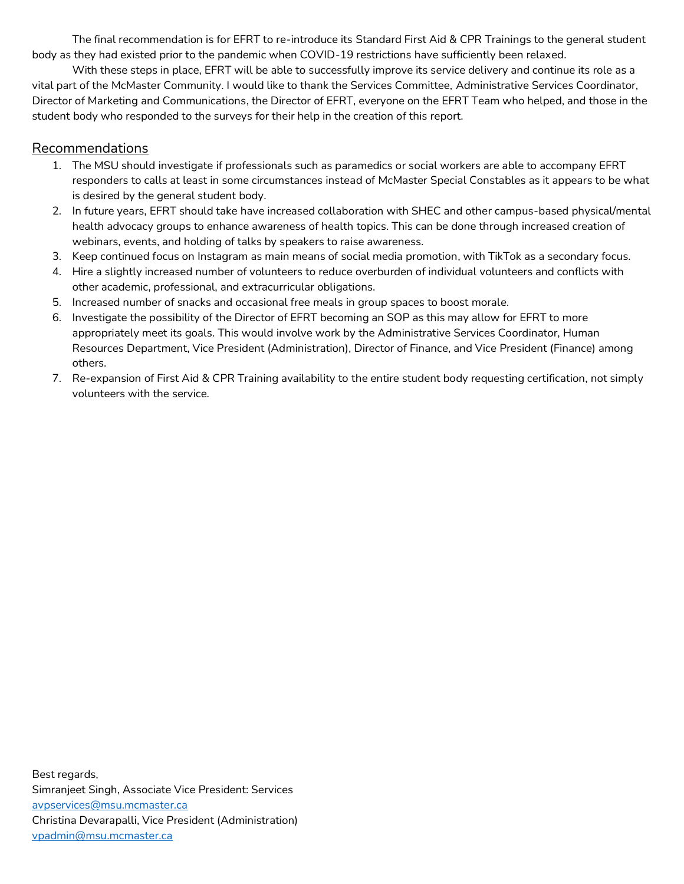The final recommendation is for EFRT to re-introduce its Standard First Aid & CPR Trainings to the general student body as they had existed prior to the pandemic when COVID-19 restrictions have sufficiently been relaxed.

With these steps in place, EFRT will be able to successfully improve its service delivery and continue its role as a vital part of the McMaster Community. I would like to thank the Services Committee, Administrative Services Coordinator, Director of Marketing and Communications, the Director of EFRT, everyone on the EFRT Team who helped, and those in the student body who responded to the surveys for their help in the creation of this report.

## Recommendations

1. The MSU should investigate if professionals such as paramedics or social workers are able to accompany EFRT responders to calls at least in some circumstances instead of McMaster Special Constables as it appears to be what is desired by the general student body.
2. In future years, EFRT should take have increased collaboration with SHEC and other campus-based physical/mental health advocacy groups to enhance awareness of health topics. This can be done through increased creation of webinars, events, and holding of talks by speakers to raise awareness.
3. Keep continued focus on Instagram as main means of social media promotion, with TikTok as a secondary focus.
4. Hire a slightly increased number of volunteers to reduce overburden of individual volunteers and conflicts with other academic, professional, and extracurricular obligations.
5. Increased number of snacks and occasional free meals in group spaces to boost morale.
6. Investigate the possibility of the Director of EFRT becoming an SOP as this may allow for EFRT to more appropriately meet its goals. This would involve work by the Administrative Services Coordinator, Human Resources Department, Vice President (Administration), Director of Finance, and Vice President (Finance) among others.
7. Re-expansion of First Aid & CPR Training availability to the entire student body requesting certification, not simply volunteers with the service.

Best regards,
Simranjeet Singh, Associate Vice President: Services
avpservices@msu.mcmaster.ca
Christina Devarapalli, Vice President (Administration)
vpadmin@msu.mcmaster.ca